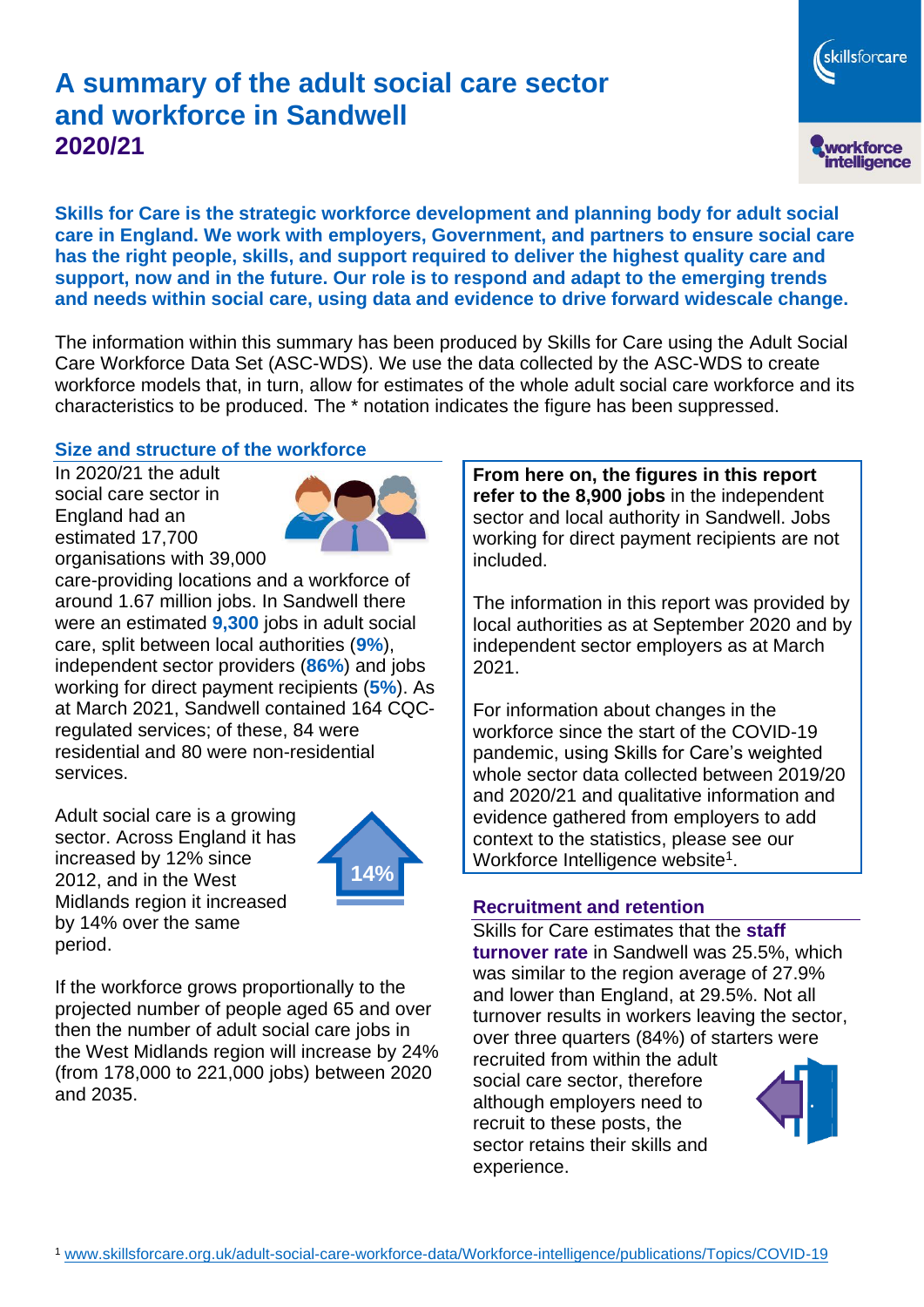# A summary of the adult social care sector and workforce in Sandwell

## 2020/21

**Skills for Care is the strategic workforce development and planning body for adult social care in England. We work with employers, Government, and partners to ensure social care has the right people, skills, and support required to deliver the highest quality care and support, now and in the future. Our role is to respond and adapt to the emerging trends and needs within social care, using data and evidence to drive forward widescale change.**

The information within this summary has been produced by Skills for Care using the Adult Social Care Workforce Data Set (ASC-WDS). We use the data collected by the ASC-WDS to create workforce models that, in turn, allow for estimates of the whole adult social care workforce and its characteristics to be produced. The * notation indicates the figure has been suppressed.

### Size and structure of the workforce

In 2020/21 the adult social care sector in England had an estimated 17,700 organisations with 39,000 care-providing locations and a workforce of around 1.67 million jobs. In Sandwell there were an estimated **9,300** jobs in adult social care, split between local authorities (**9%**), independent sector providers (**86%**) and jobs working for direct payment recipients (**5%**). As at March 2021, Sandwell contained 164 CQC-regulated services; of these, 84 were residential and 80 were non-residential services.

Adult social care is a growing sector. Across England it has increased by 12% since 2012, and in the West Midlands region it increased by 14% over the same period.

14%

If the workforce grows proportionally to the projected number of people aged 65 and over then the number of adult social care jobs in the West Midlands region will increase by 24% (from 178,000 to 221,000 jobs) between 2020 and 2035.

**From here on, the figures in this report refer to the 8,900 jobs** in the independent sector and local authority in Sandwell. Jobs working for direct payment recipients are not included.

The information in this report was provided by local authorities as at September 2020 and by independent sector employers as at March 2021.

For information about changes in the workforce since the start of the COVID-19 pandemic, using Skills for Care's weighted whole sector data collected between 2019/20 and 2020/21 and qualitative information and evidence gathered from employers to add context to the statistics, please see our Workforce Intelligence website[1].

### Recruitment and retention

Skills for Care estimates that the **staff turnover rate** in Sandwell was 25.5%, which was similar to the region average of 27.9% and lower than England, at 29.5%. Not all turnover results in workers leaving the sector, over three quarters (84%) of starters were recruited from within the adult social care sector, therefore although employers need to recruit to these posts, the sector retains their skills and experience.

[1] www.skillsforcare.org.uk/adult-social-care-workforce-data/Workforce-intelligence/publications/Topics/COVID-19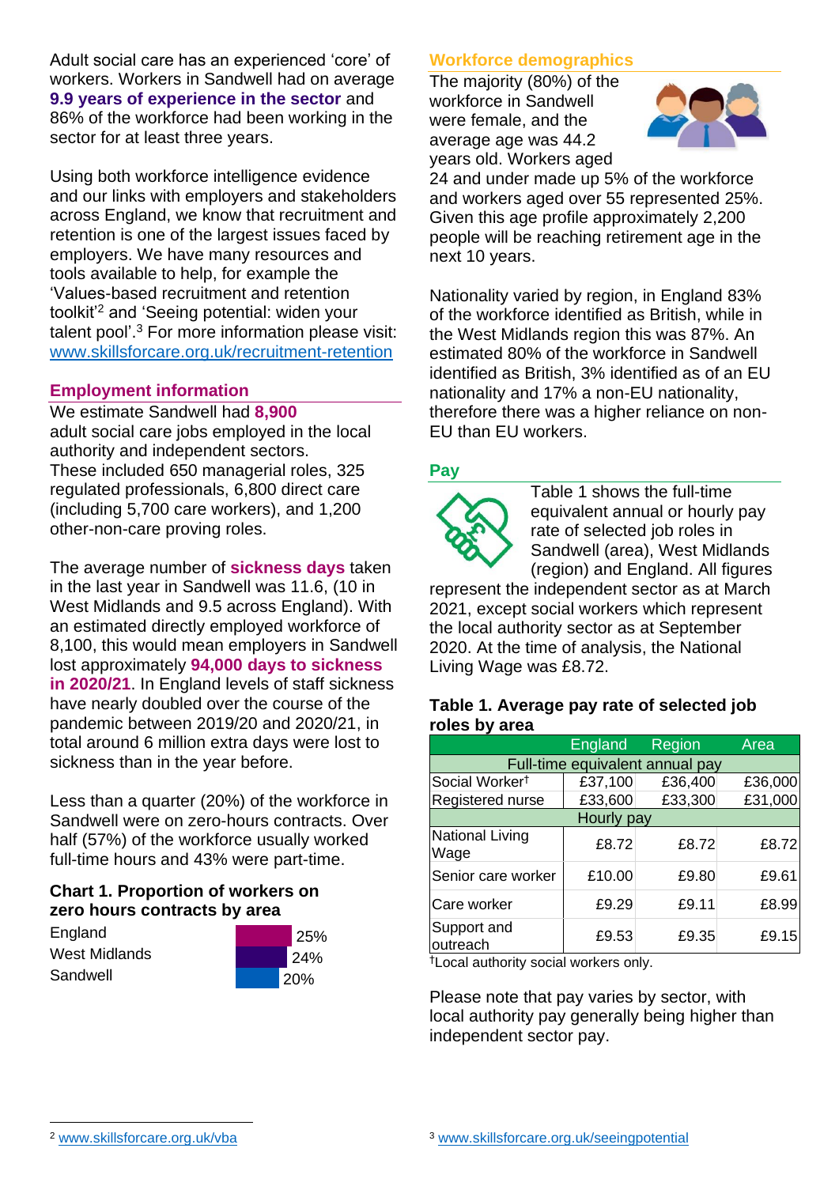Adult social care has an experienced 'core' of workers. Workers in Sandwell had on average **9.9 years of experience in the sector** and 86% of the workforce had been working in the sector for at least three years.

Using both workforce intelligence evidence and our links with employers and stakeholders across England, we know that recruitment and retention is one of the largest issues faced by employers. We have many resources and tools available to help, for example the 'Values-based recruitment and retention toolkit'[2] and 'Seeing potential: widen your talent pool'.[3] For more information please visit: www.skillsforcare.org.uk/recruitment-retention

## Employment information

We estimate Sandwell had **8,900** adult social care jobs employed in the local authority and independent sectors. These included 650 managerial roles, 325 regulated professionals, 6,800 direct care (including 5,700 care workers), and 1,200 other-non-care proving roles.

The average number of **sickness days** taken in the last year in Sandwell was 11.6, (10 in West Midlands and 9.5 across England). With an estimated directly employed workforce of 8,100, this would mean employers in Sandwell lost approximately **94,000 days to sickness in 2020/21**. In England levels of staff sickness have nearly doubled over the course of the pandemic between 2019/20 and 2020/21, in total around 6 million extra days were lost to sickness than in the year before.

Less than a quarter (20%) of the workforce in Sandwell were on zero-hours contracts. Over half (57%) of the workforce usually worked full-time hours and 43% were part-time.

### Chart 1. Proportion of workers on zero hours contracts by area

| Area | Proportion |
|---|---|
| England | 25% |
| West Midlands | 24% |
| Sandwell | 20% |

## Workforce demographics

The majority (80%) of the workforce in Sandwell were female, and the average age was 44.2 years old. Workers aged 24 and under made up 5% of the workforce and workers aged over 55 represented 25%. Given this age profile approximately 2,200 people will be reaching retirement age in the next 10 years.

Nationality varied by region, in England 83% of the workforce identified as British, while in the West Midlands region this was 87%. An estimated 80% of the workforce in Sandwell identified as British, 3% identified as of an EU nationality and 17% a non-EU nationality, therefore there was a higher reliance on non-EU than EU workers.

## Pay

Table 1 shows the full-time equivalent annual or hourly pay rate of selected job roles in Sandwell (area), West Midlands (region) and England. All figures represent the independent sector as at March 2021, except social workers which represent the local authority sector as at September 2020. At the time of analysis, the National Living Wage was £8.72.

### Table 1. Average pay rate of selected job roles by area

| | England | Region | Area |
|---|---|---|---|
| **Full-time equivalent annual pay** | | | |
| Social Worker† | £37,100 | £36,400 | £36,000 |
| Registered nurse | £33,600 | £33,300 | £31,000 |
| **Hourly pay** | | | |
| National Living Wage | £8.72 | £8.72 | £8.72 |
| Senior care worker | £10.00 | £9.80 | £9.61 |
| Care worker | £9.29 | £9.11 | £8.99 |
| Support and outreach | £9.53 | £9.35 | £9.15 |

†Local authority social workers only.

Please note that pay varies by sector, with local authority pay generally being higher than independent sector pay.

[2] www.skillsforcare.org.uk/vba

[3] www.skillsforcare.org.uk/seeingpotential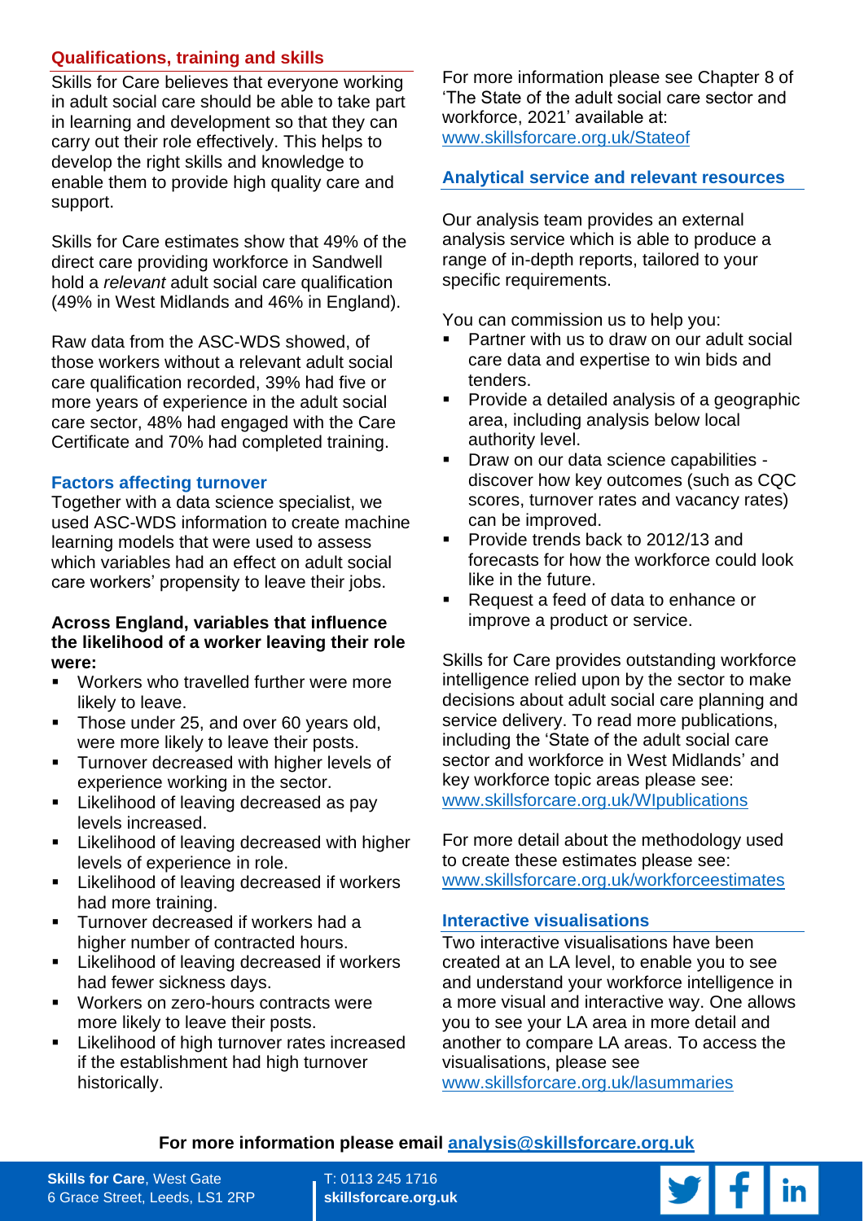## Qualifications, training and skills

Skills for Care believes that everyone working in adult social care should be able to take part in learning and development so that they can carry out their role effectively. This helps to develop the right skills and knowledge to enable them to provide high quality care and support.

Skills for Care estimates show that 49% of the direct care providing workforce in Sandwell hold a *relevant* adult social care qualification (49% in West Midlands and 46% in England).

Raw data from the ASC-WDS showed, of those workers without a relevant adult social care qualification recorded, 39% had five or more years of experience in the adult social care sector, 48% had engaged with the Care Certificate and 70% had completed training.

## Factors affecting turnover

Together with a data science specialist, we used ASC-WDS information to create machine learning models that were used to assess which variables had an effect on adult social care workers' propensity to leave their jobs.

**Across England, variables that influence the likelihood of a worker leaving their role were:**

- Workers who travelled further were more likely to leave.
- Those under 25, and over 60 years old, were more likely to leave their posts.
- Turnover decreased with higher levels of experience working in the sector.
- Likelihood of leaving decreased as pay levels increased.
- Likelihood of leaving decreased with higher levels of experience in role.
- Likelihood of leaving decreased if workers had more training.
- Turnover decreased if workers had a higher number of contracted hours.
- Likelihood of leaving decreased if workers had fewer sickness days.
- Workers on zero-hours contracts were more likely to leave their posts.
- Likelihood of high turnover rates increased if the establishment had high turnover historically.

For more information please see Chapter 8 of 'The State of the adult social care sector and workforce, 2021' available at: www.skillsforcare.org.uk/Stateof

## Analytical service and relevant resources

Our analysis team provides an external analysis service which is able to produce a range of in-depth reports, tailored to your specific requirements.

You can commission us to help you:

- Partner with us to draw on our adult social care data and expertise to win bids and tenders.
- Provide a detailed analysis of a geographic area, including analysis below local authority level.
- Draw on our data science capabilities - discover how key outcomes (such as CQC scores, turnover rates and vacancy rates) can be improved.
- Provide trends back to 2012/13 and forecasts for how the workforce could look like in the future.
- Request a feed of data to enhance or improve a product or service.

Skills for Care provides outstanding workforce intelligence relied upon by the sector to make decisions about adult social care planning and service delivery. To read more publications, including the 'State of the adult social care sector and workforce in West Midlands' and key workforce topic areas please see: www.skillsforcare.org.uk/WIpublications

For more detail about the methodology used to create these estimates please see: www.skillsforcare.org.uk/workforceestimates

## Interactive visualisations

Two interactive visualisations have been created at an LA level, to enable you to see and understand your workforce intelligence in a more visual and interactive way. One allows you to see your LA area in more detail and another to compare LA areas. To access the visualisations, please see www.skillsforcare.org.uk/lasummaries

**For more information please email analysis@skillsforcare.org.uk**

**Skills for Care**, West Gate
6 Grace Street, Leeds, LS1 2RP

T: 0113 245 1716
**skillsforcare.org.uk**